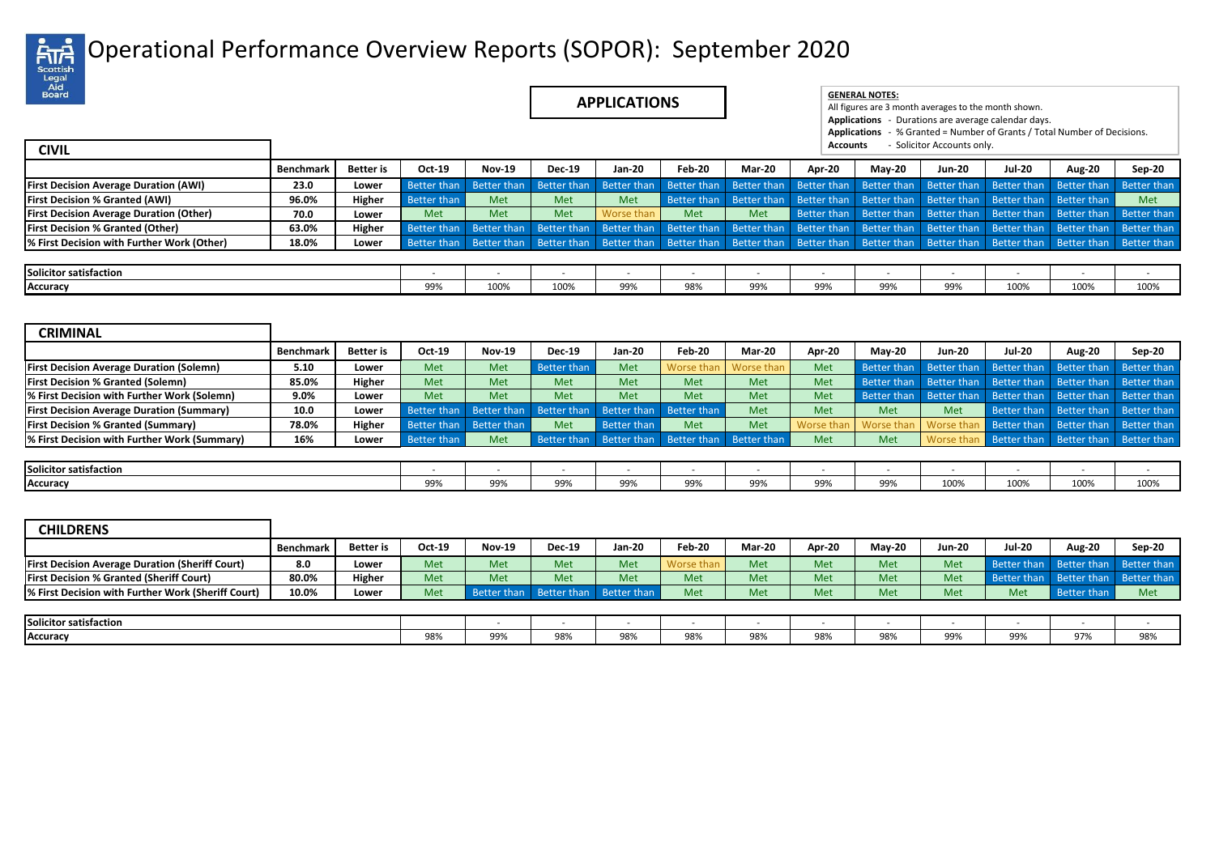# Operational Performance Overview Reports (SOPOR): September 2020

## APPLICATIONS

**GENERAL NOTES:**
All figures are 3 month averages to the month shown.
**Applications** - Durations are average calendar days.
**Applications** - % Granted = Number of Grants / Total Number of Decisions.
**Accounts** - Solicitor Accounts only.

### CIVIL

| | Benchmark | Better is | Oct-19 | Nov-19 | Dec-19 | Jan-20 | Feb-20 | Mar-20 | Apr-20 | May-20 | Jun-20 | Jul-20 | Aug-20 | Sep-20 |
|---|---|---|---|---|---|---|---|---|---|---|---|---|---|---|
| **First Decision Average Duration (AWI)** | **23.0** | **Lower** | Better than | Better than | Better than | Better than | Better than | Better than | Better than | Better than | Better than | Better than | Better than | Better than |
| **First Decision % Granted (AWI)** | **96.0%** | **Higher** | Better than | Met | Met | Met | Better than | Better than | Better than | Better than | Better than | Better than | Better than | Met |
| **First Decision Average Duration (Other)** | **70.0** | **Lower** | Met | Met | Met | Worse than | Met | Met | Better than | Better than | Better than | Better than | Better than | Better than |
| **First Decision % Granted (Other)** | **63.0%** | **Higher** | Better than | Better than | Better than | Better than | Better than | Better than | Better than | Better than | Better than | Better than | Better than | Better than |
| **% First Decision with Further Work (Other)** | **18.0%** | **Lower** | Better than | Better than | Better than | Better than | Better than | Better than | Better than | Better than | Better than | Better than | Better than | Better than |

| | Oct-19 | Nov-19 | Dec-19 | Jan-20 | Feb-20 | Mar-20 | Apr-20 | May-20 | Jun-20 | Jul-20 | Aug-20 | Sep-20 |
|---|---|---|---|---|---|---|---|---|---|---|---|---|
| **Solicitor satisfaction** | - | - | - | - | - | - | - | - | - | - | - | - |
| **Accuracy** | 99% | 100% | 100% | 99% | 98% | 99% | 99% | 99% | 99% | 100% | 100% | 100% |

### CRIMINAL

| | Benchmark | Better is | Oct-19 | Nov-19 | Dec-19 | Jan-20 | Feb-20 | Mar-20 | Apr-20 | May-20 | Jun-20 | Jul-20 | Aug-20 | Sep-20 |
|---|---|---|---|---|---|---|---|---|---|---|---|---|---|---|
| **First Decision Average Duration (Solemn)** | **5.10** | **Lower** | Met | Met | Better than | Met | Worse than | Worse than | Met | Better than | Better than | Better than | Better than | Better than |
| **First Decision % Granted (Solemn)** | **85.0%** | **Higher** | Met | Met | Met | Met | Met | Met | Met | Better than | Better than | Better than | Better than | Better than |
| **% First Decision with Further Work (Solemn)** | **9.0%** | **Lower** | Met | Met | Met | Met | Met | Met | Met | Better than | Better than | Better than | Better than | Better than |
| **First Decision Average Duration (Summary)** | **10.0** | **Lower** | Better than | Better than | Better than | Better than | Better than | Met | Met | Met | Met | Better than | Better than | Better than |
| **First Decision % Granted (Summary)** | **78.0%** | **Higher** | Better than | Better than | Met | Better than | Met | Met | Worse than | Worse than | Worse than | Better than | Better than | Better than |
| **% First Decision with Further Work (Summary)** | **16%** | **Lower** | Better than | Met | Better than | Better than | Better than | Better than | Met | Met | Worse than | Better than | Better than | Better than |

| | Oct-19 | Nov-19 | Dec-19 | Jan-20 | Feb-20 | Mar-20 | Apr-20 | May-20 | Jun-20 | Jul-20 | Aug-20 | Sep-20 |
|---|---|---|---|---|---|---|---|---|---|---|---|---|
| **Solicitor satisfaction** | - | - | - | - | - | - | - | - | - | - | - | - |
| **Accuracy** | 99% | 99% | 99% | 99% | 99% | 99% | 99% | 99% | 100% | 100% | 100% | 100% |

### CHILDRENS

| | Benchmark | Better is | Oct-19 | Nov-19 | Dec-19 | Jan-20 | Feb-20 | Mar-20 | Apr-20 | May-20 | Jun-20 | Jul-20 | Aug-20 | Sep-20 |
|---|---|---|---|---|---|---|---|---|---|---|---|---|---|---|
| **First Decision Average Duration (Sheriff Court)** | **8.0** | **Lower** | Met | Met | Met | Met | Worse than | Met | Met | Met | Met | Better than | Better than | Better than |
| **First Decision % Granted (Sheriff Court)** | **80.0%** | **Higher** | Met | Met | Met | Met | Met | Met | Met | Met | Met | Better than | Better than | Better than |
| **% First Decision with Further Work (Sheriff Court)** | **10.0%** | **Lower** | Met | Better than | Better than | Better than | Met | Met | Met | Met | Met | Met | Better than | Met |

| | Oct-19 | Nov-19 | Dec-19 | Jan-20 | Feb-20 | Mar-20 | Apr-20 | May-20 | Jun-20 | Jul-20 | Aug-20 | Sep-20 |
|---|---|---|---|---|---|---|---|---|---|---|---|---|
| **Solicitor satisfaction** | | - | - | - | - | - | - | - | - | - | - | - |
| **Accuracy** | 98% | 99% | 98% | 98% | 98% | 98% | 98% | 98% | 99% | 99% | 97% | 98% |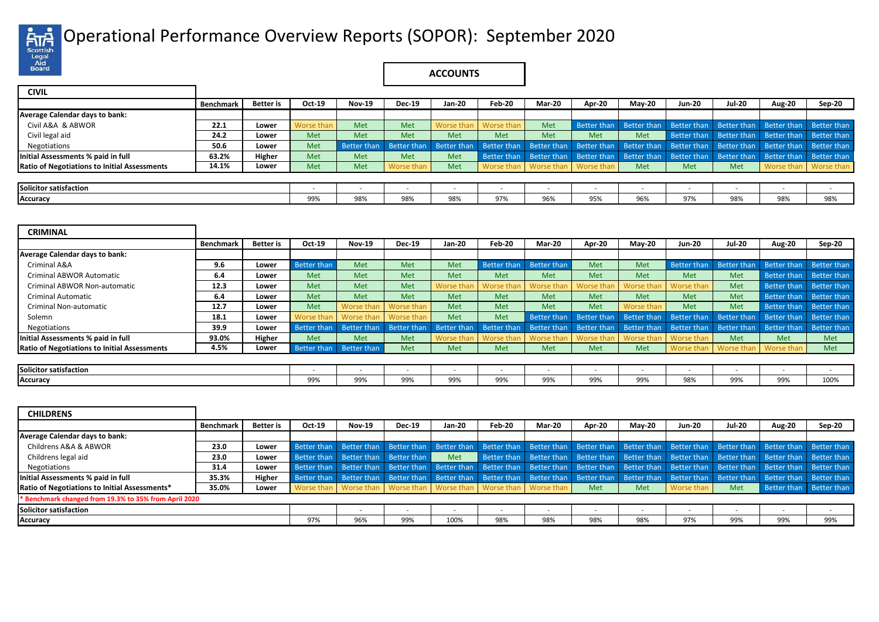# Operational Performance Overview Reports (SOPOR): September 2020

## ACCOUNTS

| CIVIL | Benchmark | Better is | Oct-19 | Nov-19 | Dec-19 | Jan-20 | Feb-20 | Mar-20 | Apr-20 | May-20 | Jun-20 | Jul-20 | Aug-20 | Sep-20 |
|---|---|---|---|---|---|---|---|---|---|---|---|---|---|---|
| **Average Calendar days to bank:** | | | | | | | | | | | | | | |
| Civil A&A & ABWOR | 22.1 | Lower | Worse than | Met | Met | Worse than | Worse than | Met | Better than | Better than | Better than | Better than | Better than | Better than |
| Civil legal aid | 24.2 | Lower | Met | Met | Met | Met | Met | Met | Met | Met | Better than | Better than | Better than | Better than |
| Negotiations | 50.6 | Lower | Met | Better than | Better than | Better than | Better than | Better than | Better than | Better than | Better than | Better than | Better than | Better than |
| **Initial Assessments % paid in full** | 63.2% | Higher | Met | Met | Met | Met | Better than | Better than | Better than | Better than | Better than | Better than | Better than | Better than |
| **Ratio of Negotiations to Initial Assessments** | 14.1% | Lower | Met | Met | Worse than | Met | Worse than | Worse than | Worse than | Met | Met | Met | Worse than | Worse than |
| **Solicitor satisfaction** | | | - | - | - | - | - | - | - | - | - | - | - | - |
| **Accuracy** | | | 99% | 98% | 98% | 98% | 97% | 96% | 95% | 96% | 97% | 98% | 98% | 98% |

| CRIMINAL | Benchmark | Better is | Oct-19 | Nov-19 | Dec-19 | Jan-20 | Feb-20 | Mar-20 | Apr-20 | May-20 | Jun-20 | Jul-20 | Aug-20 | Sep-20 |
|---|---|---|---|---|---|---|---|---|---|---|---|---|---|---|
| **Average Calendar days to bank:** | | | | | | | | | | | | | | |
| Criminal A&A | 9.6 | Lower | Better than | Met | Met | Met | Better than | Better than | Met | Met | Better than | Better than | Better than | Better than |
| Criminal ABWOR Automatic | 6.4 | Lower | Met | Met | Met | Met | Met | Met | Met | Met | Met | Met | Better than | Better than |
| Criminal ABWOR Non-automatic | 12.3 | Lower | Met | Met | Met | Worse than | Worse than | Worse than | Worse than | Worse than | Worse than | Met | Better than | Better than |
| Criminal Automatic | 6.4 | Lower | Met | Met | Met | Met | Met | Met | Met | Met | Met | Met | Better than | Better than |
| Criminal Non-automatic | 12.7 | Lower | Met | Worse than | Worse than | Met | Met | Met | Met | Worse than | Met | Met | Better than | Better than |
| Solemn | 18.1 | Lower | Worse than | Worse than | Worse than | Met | Met | Better than | Better than | Better than | Better than | Better than | Better than | Better than |
| Negotiations | 39.9 | Lower | Better than | Better than | Better than | Better than | Better than | Better than | Better than | Better than | Better than | Better than | Better than | Better than |
| **Initial Assessments % paid in full** | 93.0% | Higher | Met | Met | Met | Worse than | Worse than | Worse than | Worse than | Worse than | Worse than | Met | Met | Met |
| **Ratio of Negotiations to Initial Assessments** | 4.5% | Lower | Better than | Better than | Met | Met | Met | Met | Met | Met | Worse than | Worse than | Worse than | Met |
| **Solicitor satisfaction** | | | - | - | - | - | - | - | - | - | - | - | - | - |
| **Accuracy** | | | 99% | 99% | 99% | 99% | 99% | 99% | 99% | 99% | 98% | 99% | 99% | 100% |

| CHILDRENS | Benchmark | Better is | Oct-19 | Nov-19 | Dec-19 | Jan-20 | Feb-20 | Mar-20 | Apr-20 | May-20 | Jun-20 | Jul-20 | Aug-20 | Sep-20 |
|---|---|---|---|---|---|---|---|---|---|---|---|---|---|---|
| **Average Calendar days to bank:** | | | | | | | | | | | | | | |
| Childrens A&A & ABWOR | 23.0 | Lower | Better than | Better than | Better than | Better than | Better than | Better than | Better than | Better than | Better than | Better than | Better than | Better than |
| Childrens legal aid | 23.0 | Lower | Better than | Better than | Better than | Met | Better than | Better than | Better than | Better than | Better than | Better than | Better than | Better than |
| Negotiations | 31.4 | Lower | Better than | Better than | Better than | Better than | Better than | Better than | Better than | Better than | Better than | Better than | Better than | Better than |
| **Initial Assessments % paid in full** | 35.3% | Higher | Better than | Better than | Better than | Better than | Better than | Better than | Better than | Better than | Better than | Better than | Better than | Better than |
| **Ratio of Negotiations to Initial Assessments*** | 35.0% | Lower | Worse than | Worse than | Worse than | Worse than | Worse than | Worse than | Met | Met | Worse than | Met | Better than | Better than |
| **Solicitor satisfaction** | | | | - | - | - | - | - | - | - | - | - | - | - |
| **Accuracy** | | | 97% | 96% | 99% | 100% | 98% | 98% | 98% | 98% | 97% | 99% | 99% | 99% |

* Benchmark changed from 19.3% to 35% from April 2020